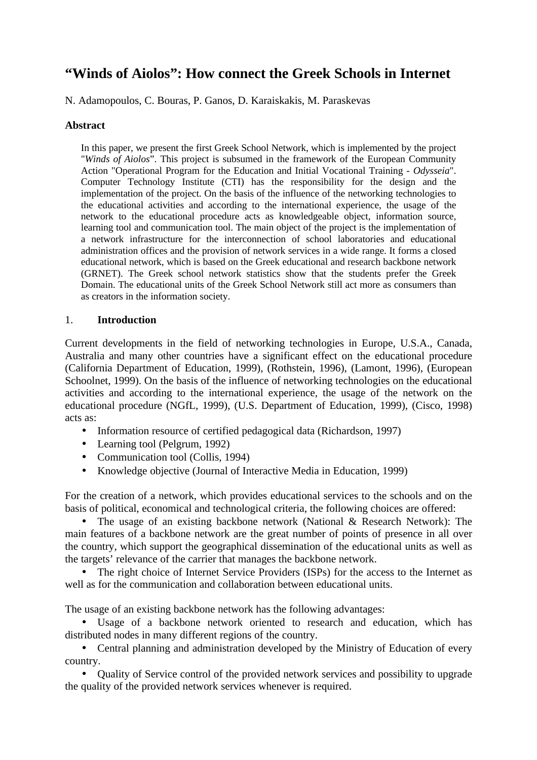# "Winds of Aiolos": How connect the Greek Schools in Internet

N. Adamopoulos, C. Bouras, P. Ganos, D. Karaiskakis, M. Paraskevas

### Abstract

In this paper, we present the first Greek School Network, which is implemented by the project "*Winds of Aiolos*". This project is subsumed in the framework of the European Community Action "Operational Program for the Education and Initial Vocational Training - *Odysseia*". Computer Technology Institute (CTI) has the responsibility for the design and the implementation of the project. On the basis of the influence of the networking technologies to the educational activities and according to the international experience, the usage of the network to the educational procedure acts as knowledgeable object, information source, learning tool and communication tool. The main object of the project is the implementation of a network infrastructure for the interconnection of school laboratories and educational administration offices and the provision of network services in a wide range. It forms a closed educational network, which is based on the Greek educational and research backbone network (GRNET). The Greek school network statistics show that the students prefer the Greek Domain. The educational units of the Greek School Network still act more as consumers than as creators in the information society.

## 1. Introduction

Current developments in the field of networking technologies in Europe, U.S.A., Canada, Australia and many other countries have a significant effect on the educational procedure (California Department of Education, 1999), (Rothstein, 1996), (Lamont, 1996), (European Schoolnet, 1999). On the basis of the influence of networking technologies on the educational activities and according to the international experience, the usage of the network on the educational procedure (NGfL, 1999), (U.S. Department of Education, 1999), (Cisco, 1998) acts as:

- Information resource of certified pedagogical data (Richardson, 1997)
- Learning tool (Pelgrum, 1992)
- Communication tool (Collis, 1994)
- Knowledge objective (Journal of Interactive Media in Education, 1999)

For the creation of a network, which provides educational services to the schools and on the basis of political, economical and technological criteria, the following choices are offered:

- The usage of an existing backbone network (National & Research Network): The main features of a backbone network are the great number of points of presence in all over the country, which support the geographical dissemination of the educational units as well as the targets' relevance of the carrier that manages the backbone network.
- The right choice of Internet Service Providers (ISPs) for the access to the Internet as well as for the communication and collaboration between educational units.

The usage of an existing backbone network has the following advantages:

- Usage of a backbone network oriented to research and education, which has distributed nodes in many different regions of the country.
- Central planning and administration developed by the Ministry of Education of every country.
- Quality of Service control of the provided network services and possibility to upgrade the quality of the provided network services whenever is required.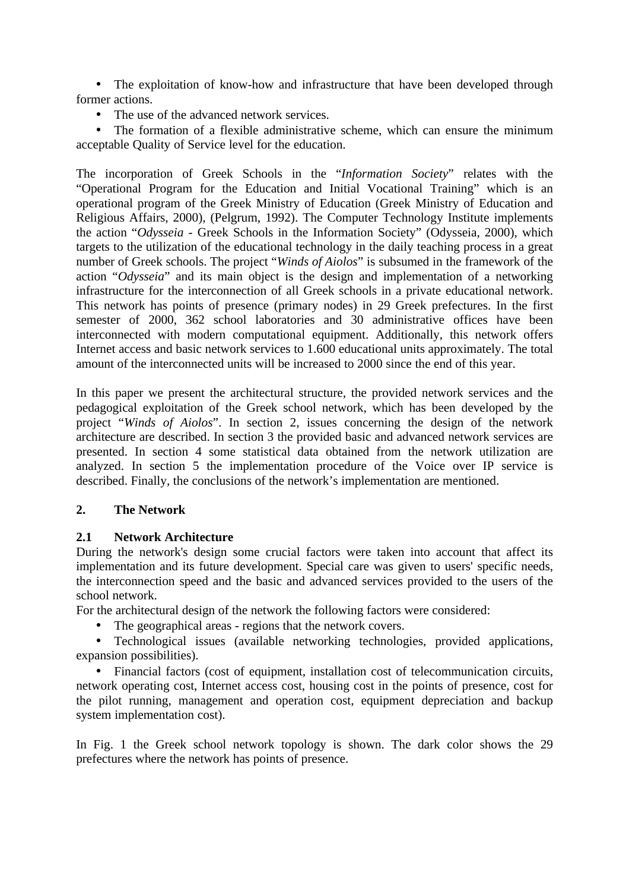- The exploitation of know-how and infrastructure that have been developed through former actions.
- The use of the advanced network services.
- The formation of a flexible administrative scheme, which can ensure the minimum acceptable Quality of Service level for the education.

The incorporation of Greek Schools in the "*Information Society*" relates with the "Operational Program for the Education and Initial Vocational Training" which is an operational program of the Greek Ministry of Education (Greek Ministry of Education and Religious Affairs, 2000), (Pelgrum, 1992). The Computer Technology Institute implements the action "*Odysseia* - Greek Schools in the Information Society" (Odysseia, 2000), which targets to the utilization of the educational technology in the daily teaching process in a great number of Greek schools. The project "*Winds of Aiolos*" is subsumed in the framework of the action "*Odysseia*" and its main object is the design and implementation of a networking infrastructure for the interconnection of all Greek schools in a private educational network. This network has points of presence (primary nodes) in 29 Greek prefectures. In the first semester of 2000, 362 school laboratories and 30 administrative offices have been interconnected with modern computational equipment. Additionally, this network offers Internet access and basic network services to 1.600 educational units approximately. The total amount of the interconnected units will be increased to 2000 since the end of this year.

In this paper we present the architectural structure, the provided network services and the pedagogical exploitation of the Greek school network, which has been developed by the project "*Winds of Aiolos*". In section 2, issues concerning the design of the network architecture are described. In section 3 the provided basic and advanced network services are presented. In section 4 some statistical data obtained from the network utilization are analyzed. In section 5 the implementation procedure of the Voice over IP service is described. Finally, the conclusions of the network's implementation are mentioned.

## 2. The Network

### 2.1 Network Architecture

During the network's design some crucial factors were taken into account that affect its implementation and its future development. Special care was given to users' specific needs, the interconnection speed and the basic and advanced services provided to the users of the school network.

For the architectural design of the network the following factors were considered:

- The geographical areas - regions that the network covers.
- Technological issues (available networking technologies, provided applications, expansion possibilities).
- Financial factors (cost of equipment, installation cost of telecommunication circuits, network operating cost, Internet access cost, housing cost in the points of presence, cost for the pilot running, management and operation cost, equipment depreciation and backup system implementation cost).

In Fig. 1 the Greek school network topology is shown. The dark color shows the 29 prefectures where the network has points of presence.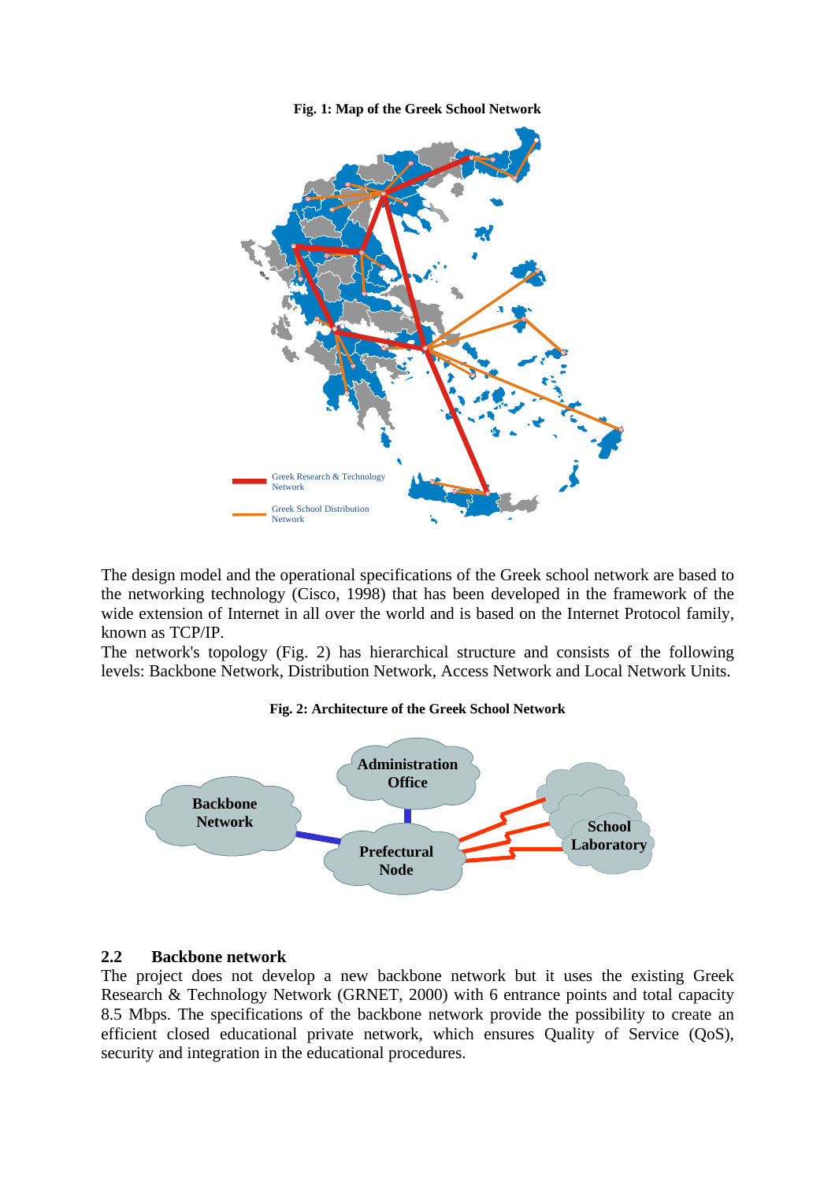**Fig. 1: Map of the Greek School Network**

The design model and the operational specifications of the Greek school network are based to the networking technology (Cisco, 1998) that has been developed in the framework of the wide extension of Internet in all over the world and is based on the Internet Protocol family, known as TCP/IP.

The network's topology (Fig. 2) has hierarchical structure and consists of the following levels: Backbone Network, Distribution Network, Access Network and Local Network Units.

**Fig. 2: Architecture of the Greek School Network**

## 2.2 Backbone network

The project does not develop a new backbone network but it uses the existing Greek Research & Technology Network (GRNET, 2000) with 6 entrance points and total capacity 8.5 Mbps. The specifications of the backbone network provide the possibility to create an efficient closed educational private network, which ensures Quality of Service (QoS), security and integration in the educational procedures.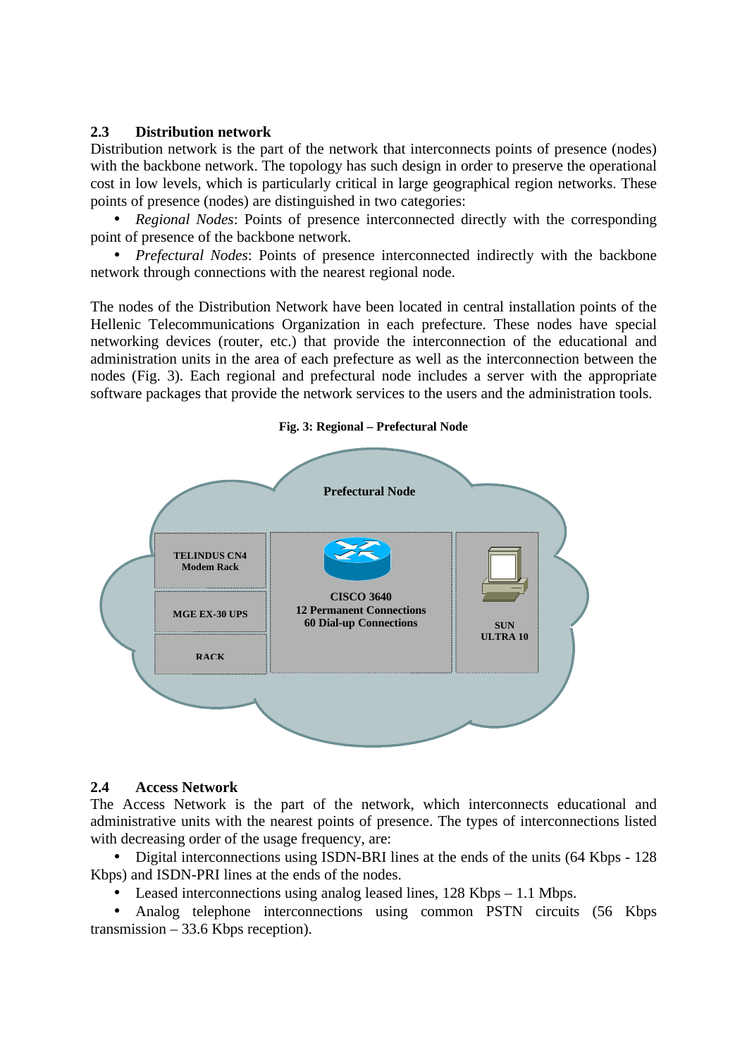## 2.3 Distribution network

Distribution network is the part of the network that interconnects points of presence (nodes) with the backbone network. The topology has such design in order to preserve the operational cost in low levels, which is particularly critical in large geographical region networks. These points of presence (nodes) are distinguished in two categories:

- *Regional Nodes*: Points of presence interconnected directly with the corresponding point of presence of the backbone network.
- *Prefectural Nodes*: Points of presence interconnected indirectly with the backbone network through connections with the nearest regional node.

The nodes of the Distribution Network have been located in central installation points of the Hellenic Telecommunications Organization in each prefecture. These nodes have special networking devices (router, etc.) that provide the interconnection of the educational and administration units in the area of each prefecture as well as the interconnection between the nodes (Fig. 3). Each regional and prefectural node includes a server with the appropriate software packages that provide the network services to the users and the administration tools.

**Fig. 3: Regional – Prefectural Node**

Prefectural Node

TELINDUS CN4 Modem Rack

MGE EX-30 UPS

RACK

CISCO 3640
12 Permanent Connections
60 Dial-up Connections

SUN ULTRA 10

## 2.4 Access Network

The Access Network is the part of the network, which interconnects educational and administrative units with the nearest points of presence. The types of interconnections listed with decreasing order of the usage frequency, are:

- Digital interconnections using ISDN-BRI lines at the ends of the units (64 Kbps - 128 Kbps) and ISDN-PRI lines at the ends of the nodes.
- Leased interconnections using analog leased lines, 128 Kbps – 1.1 Mbps.
- Analog telephone interconnections using common PSTN circuits (56 Kbps transmission – 33.6 Kbps reception).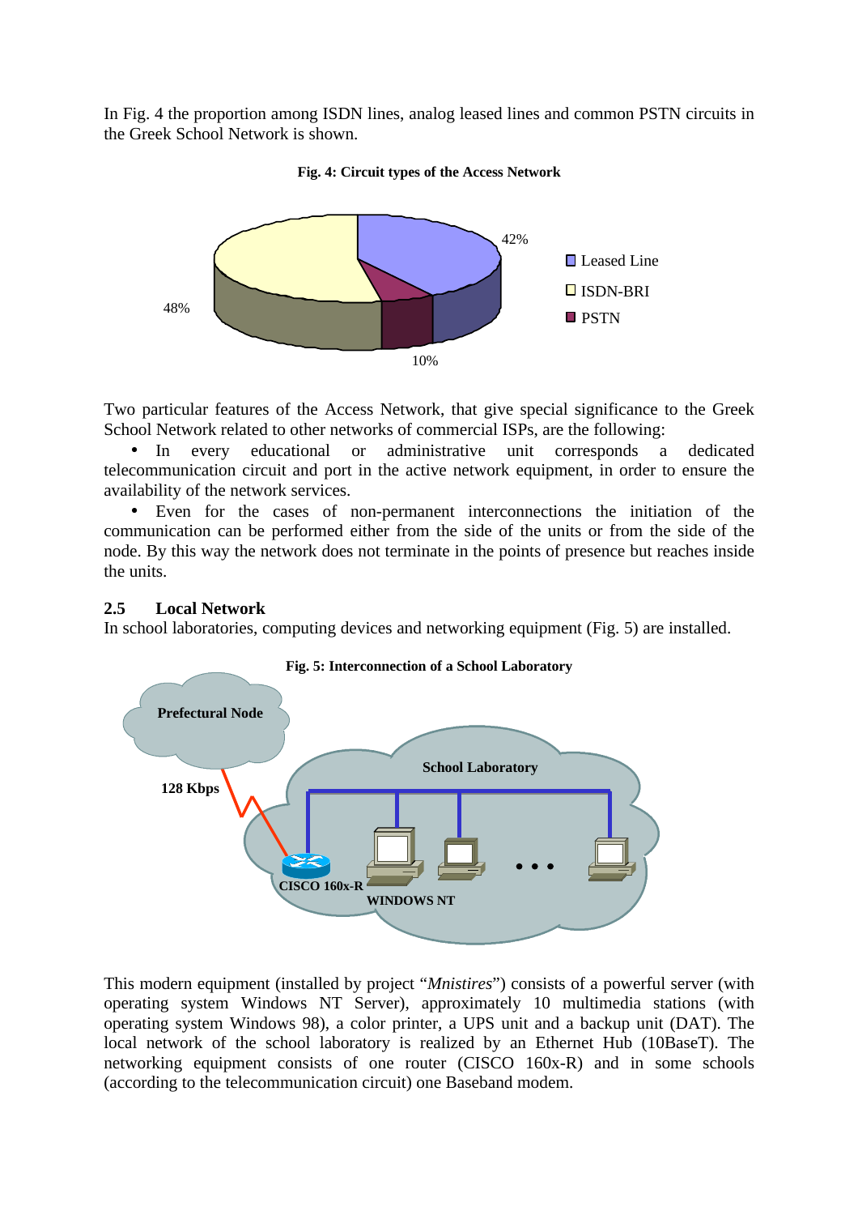In Fig. 4 the proportion among ISDN lines, analog leased lines and common PSTN circuits in the Greek School Network is shown.

**Fig. 4: Circuit types of the Access Network**

Two particular features of the Access Network, that give special significance to the Greek School Network related to other networks of commercial ISPs, are the following:

- In every educational or administrative unit corresponds a dedicated telecommunication circuit and port in the active network equipment, in order to ensure the availability of the network services.
- Even for the cases of non-permanent interconnections the initiation of the communication can be performed either from the side of the units or from the side of the node. By this way the network does not terminate in the points of presence but reaches inside the units.

## 2.5 Local Network

In school laboratories, computing devices and networking equipment (Fig. 5) are installed.

**Fig. 5: Interconnection of a School Laboratory**

This modern equipment (installed by project "*Mnistires*") consists of a powerful server (with operating system Windows NT Server), approximately 10 multimedia stations (with operating system Windows 98), a color printer, a UPS unit and a backup unit (DAT). The local network of the school laboratory is realized by an Ethernet Hub (10BaseT). The networking equipment consists of one router (CISCO 160x-R) and in some schools (according to the telecommunication circuit) one Baseband modem.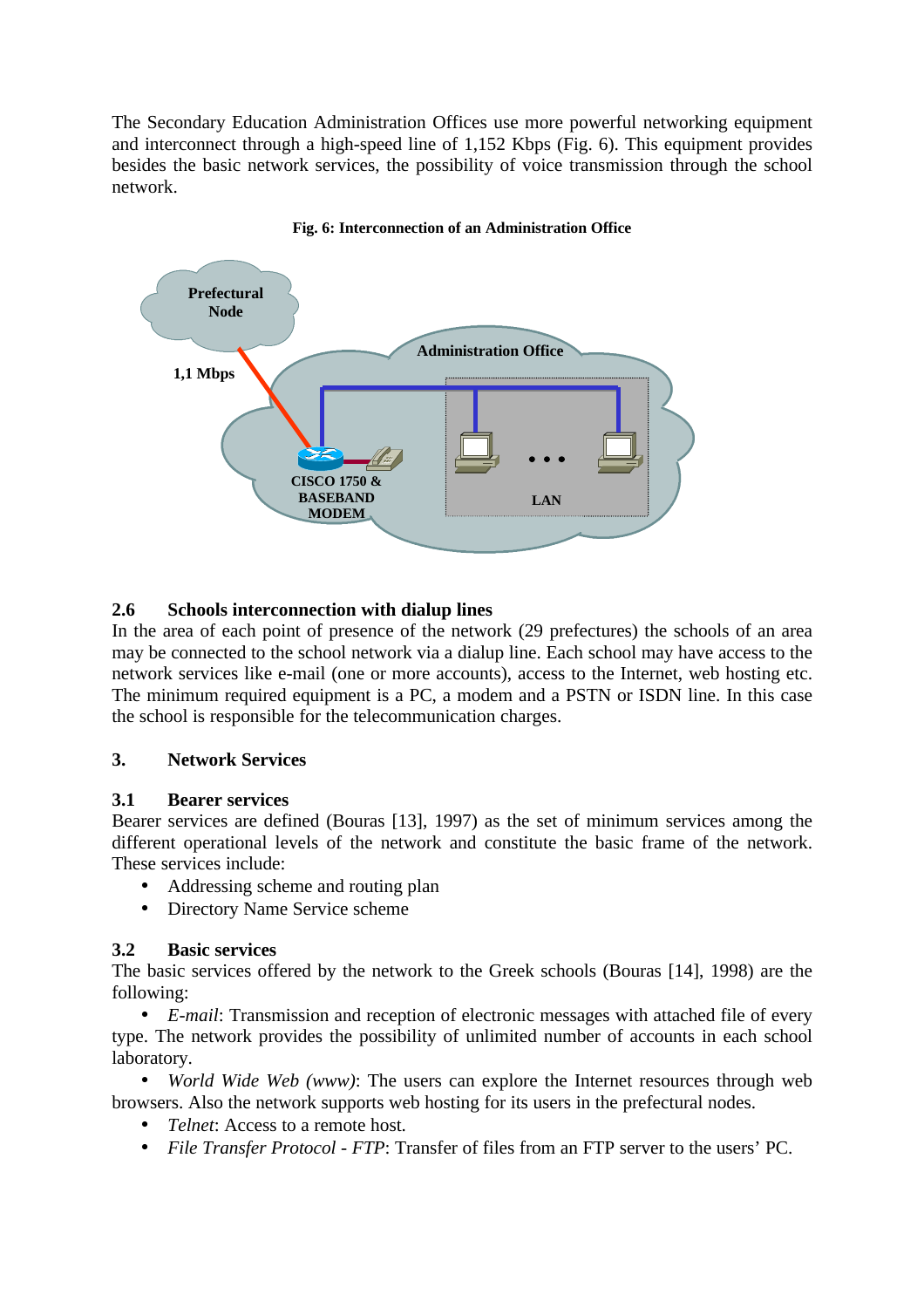The Secondary Education Administration Offices use more powerful networking equipment and interconnect through a high-speed line of 1,152 Kbps (Fig. 6). This equipment provides besides the basic network services, the possibility of voice transmission through the school network.

**Fig. 6: Interconnection of an Administration Office**

## 2.6 Schools interconnection with dialup lines

In the area of each point of presence of the network (29 prefectures) the schools of an area may be connected to the school network via a dialup line. Each school may have access to the network services like e-mail (one or more accounts), access to the Internet, web hosting etc. The minimum required equipment is a PC, a modem and a PSTN or ISDN line. In this case the school is responsible for the telecommunication charges.

# 3. Network Services

## 3.1 Bearer services

Bearer services are defined (Bouras [13], 1997) as the set of minimum services among the different operational levels of the network and constitute the basic frame of the network. These services include:

- Addressing scheme and routing plan
- Directory Name Service scheme

## 3.2 Basic services

The basic services offered by the network to the Greek schools (Bouras [14], 1998) are the following:

- *E-mail*: Transmission and reception of electronic messages with attached file of every type. The network provides the possibility of unlimited number of accounts in each school laboratory.
- *World Wide Web (www)*: The users can explore the Internet resources through web browsers. Also the network supports web hosting for its users in the prefectural nodes.
- *Telnet*: Access to a remote host.
- *File Transfer Protocol - FTP*: Transfer of files from an FTP server to the users' PC.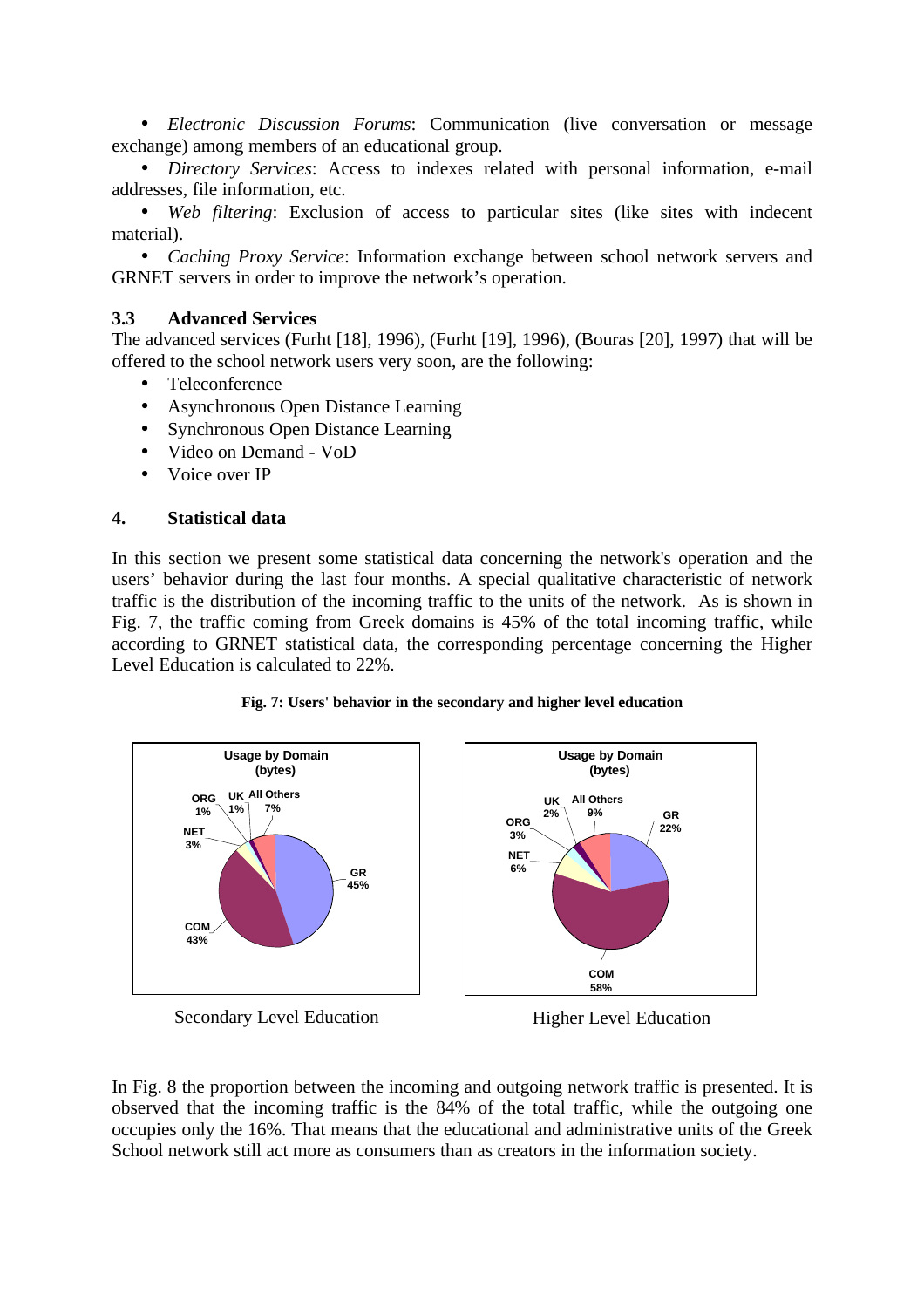- *Electronic Discussion Forums*: Communication (live conversation or message exchange) among members of an educational group.
- *Directory Services*: Access to indexes related with personal information, e-mail addresses, file information, etc.
- *Web filtering*: Exclusion of access to particular sites (like sites with indecent material).
- *Caching Proxy Service*: Information exchange between school network servers and GRNET servers in order to improve the network's operation.

### 3.3 Advanced Services

The advanced services (Furht [18], 1996), (Furht [19], 1996), (Bouras [20], 1997) that will be offered to the school network users very soon, are the following:

- Teleconference
- Asynchronous Open Distance Learning
- Synchronous Open Distance Learning
- Video on Demand - VoD
- Voice over IP

## 4. Statistical data

In this section we present some statistical data concerning the network's operation and the users' behavior during the last four months. A special qualitative characteristic of network traffic is the distribution of the incoming traffic to the units of the network. As is shown in Fig. 7, the traffic coming from Greek domains is 45% of the total incoming traffic, while according to GRNET statistical data, the corresponding percentage concerning the Higher Level Education is calculated to 22%.

**Fig. 7: Users' behavior in the secondary and higher level education**

Usage by Domain (bytes)

| Domain | Secondary Level Education | Higher Level Education |
|---|---|---|
| GR | 45% | 22% |
| COM | 43% | 58% |
| NET | 3% | 6% |
| ORG | 1% | 3% |
| UK | 1% | 2% |
| All Others | 7% | 9% |

In Fig. 8 the proportion between the incoming and outgoing network traffic is presented. It is observed that the incoming traffic is the 84% of the total traffic, while the outgoing one occupies only the 16%. That means that the educational and administrative units of the Greek School network still act more as consumers than as creators in the information society.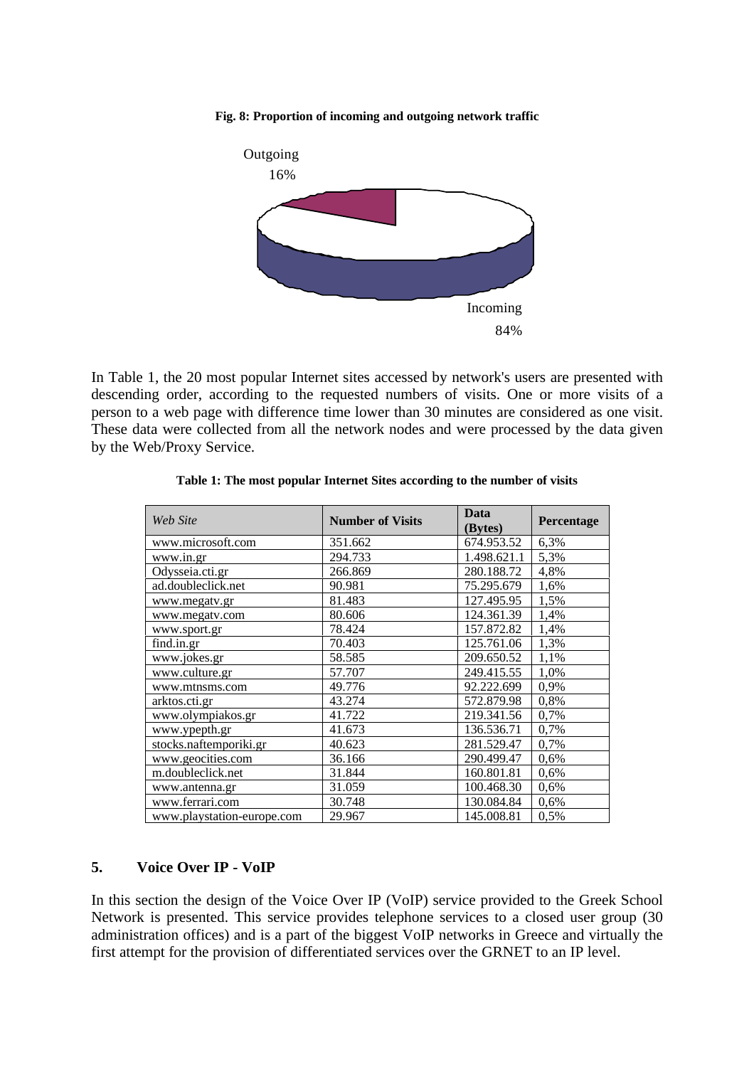**Fig. 8: Proportion of incoming and outgoing network traffic**

In Table 1, the 20 most popular Internet sites accessed by network's users are presented with descending order, according to the requested numbers of visits. One or more visits of a person to a web page with difference time lower than 30 minutes are considered as one visit. These data were collected from all the network nodes and were processed by the data given by the Web/Proxy Service.

**Table 1: The most popular Internet Sites according to the number of visits**

| *Web Site* | **Number of Visits** | **Data (Bytes)** | **Percentage** |
|---|---|---|---|
| www.microsoft.com | 351.662 | 674.953.52 | 6,3% |
| www.in.gr | 294.733 | 1.498.621.1 | 5,3% |
| Odysseia.cti.gr | 266.869 | 280.188.72 | 4,8% |
| ad.doubleclick.net | 90.981 | 75.295.679 | 1,6% |
| www.megatv.gr | 81.483 | 127.495.95 | 1,5% |
| www.megatv.com | 80.606 | 124.361.39 | 1,4% |
| www.sport.gr | 78.424 | 157.872.82 | 1,4% |
| find.in.gr | 70.403 | 125.761.06 | 1,3% |
| www.jokes.gr | 58.585 | 209.650.52 | 1,1% |
| www.culture.gr | 57.707 | 249.415.55 | 1,0% |
| www.mtnsms.com | 49.776 | 92.222.699 | 0,9% |
| arktos.cti.gr | 43.274 | 572.879.98 | 0,8% |
| www.olympiakos.gr | 41.722 | 219.341.56 | 0,7% |
| www.ypepth.gr | 41.673 | 136.536.71 | 0,7% |
| stocks.naftemporiki.gr | 40.623 | 281.529.47 | 0,7% |
| www.geocities.com | 36.166 | 290.499.47 | 0,6% |
| m.doubleclick.net | 31.844 | 160.801.81 | 0,6% |
| www.antenna.gr | 31.059 | 100.468.30 | 0,6% |
| www.ferrari.com | 30.748 | 130.084.84 | 0,6% |
| www.playstation-europe.com | 29.967 | 145.008.81 | 0,5% |

## 5. Voice Over IP - VoIP

In this section the design of the Voice Over IP (VoIP) service provided to the Greek School Network is presented. This service provides telephone services to a closed user group (30 administration offices) and is a part of the biggest VoIP networks in Greece and virtually the first attempt for the provision of differentiated services over the GRNET to an IP level.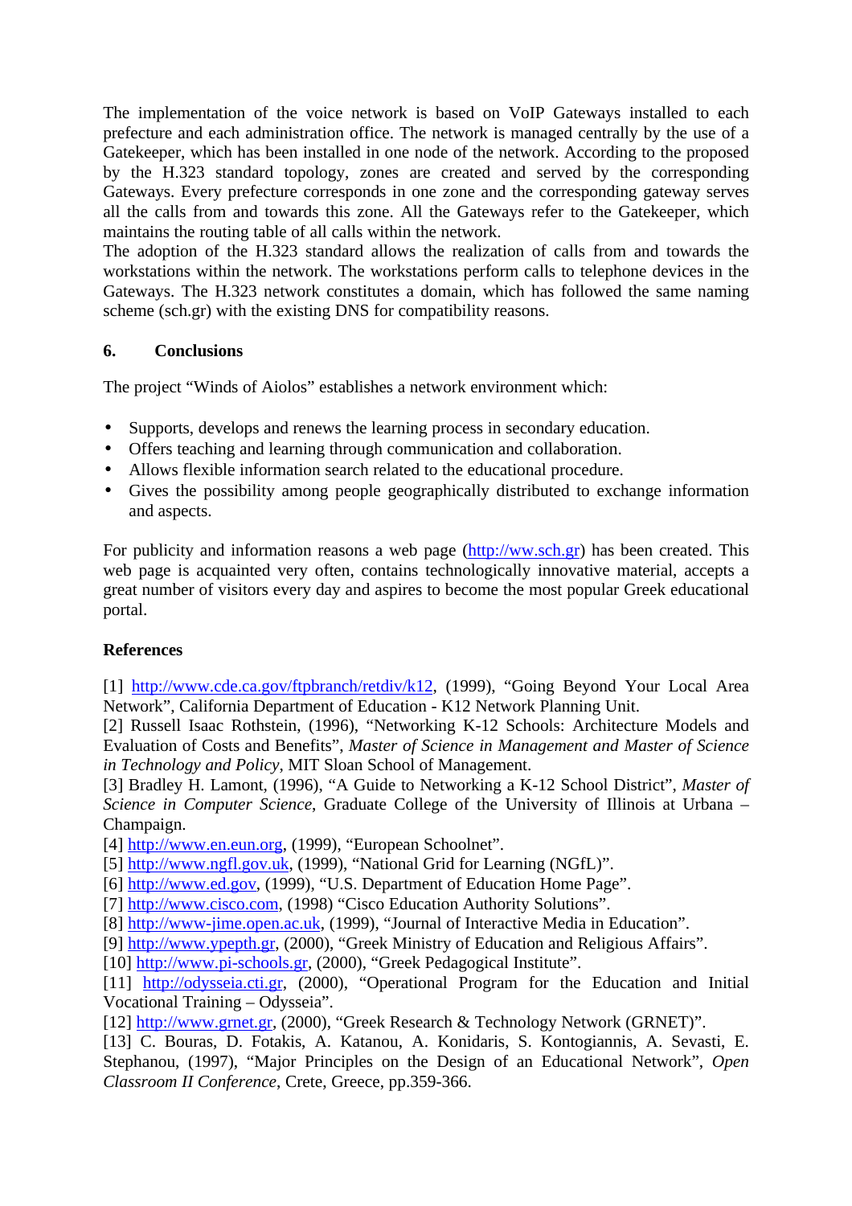The implementation of the voice network is based on VoIP Gateways installed to each prefecture and each administration office. The network is managed centrally by the use of a Gatekeeper, which has been installed in one node of the network. According to the proposed by the H.323 standard topology, zones are created and served by the corresponding Gateways. Every prefecture corresponds in one zone and the corresponding gateway serves all the calls from and towards this zone. All the Gateways refer to the Gatekeeper, which maintains the routing table of all calls within the network.
The adoption of the H.323 standard allows the realization of calls from and towards the workstations within the network. The workstations perform calls to telephone devices in the Gateways. The H.323 network constitutes a domain, which has followed the same naming scheme (sch.gr) with the existing DNS for compatibility reasons.

## 6. Conclusions

The project "Winds of Aiolos" establishes a network environment which:

- Supports, develops and renews the learning process in secondary education.
- Offers teaching and learning through communication and collaboration.
- Allows flexible information search related to the educational procedure.
- Gives the possibility among people geographically distributed to exchange information and aspects.

For publicity and information reasons a web page (http://ww.sch.gr) has been created. This web page is acquainted very often, contains technologically innovative material, accepts a great number of visitors every day and aspires to become the most popular Greek educational portal.

## References

[1] http://www.cde.ca.gov/ftpbranch/retdiv/k12, (1999), "Going Beyond Your Local Area Network", California Department of Education - K12 Network Planning Unit.
[2] Russell Isaac Rothstein, (1996), "Networking K-12 Schools: Architecture Models and Evaluation of Costs and Benefits", *Master of Science in Management and Master of Science in Technology and Policy*, MIT Sloan School of Management.
[3] Bradley H. Lamont, (1996), "A Guide to Networking a K-12 School District", *Master of Science in Computer Science*, Graduate College of the University of Illinois at Urbana – Champaign.
[4] http://www.en.eun.org, (1999), "European Schoolnet".
[5] http://www.ngfl.gov.uk, (1999), "National Grid for Learning (NGfL)".
[6] http://www.ed.gov, (1999), "U.S. Department of Education Home Page".
[7] http://www.cisco.com, (1998) "Cisco Education Authority Solutions".
[8] http://www-jime.open.ac.uk, (1999), "Journal of Interactive Media in Education".
[9] http://www.ypepth.gr, (2000), "Greek Ministry of Education and Religious Affairs".
[10] http://www.pi-schools.gr, (2000), "Greek Pedagogical Institute".
[11] http://odysseia.cti.gr, (2000), "Operational Program for the Education and Initial Vocational Training – Odysseia".
[12] http://www.grnet.gr, (2000), "Greek Research & Technology Network (GRNET)".
[13] C. Bouras, D. Fotakis, A. Katanou, A. Konidaris, S. Kontogiannis, A. Sevasti, E. Stephanou, (1997), "Major Principles on the Design of an Educational Network", *Open Classroom II Conference*, Crete, Greece, pp.359-366.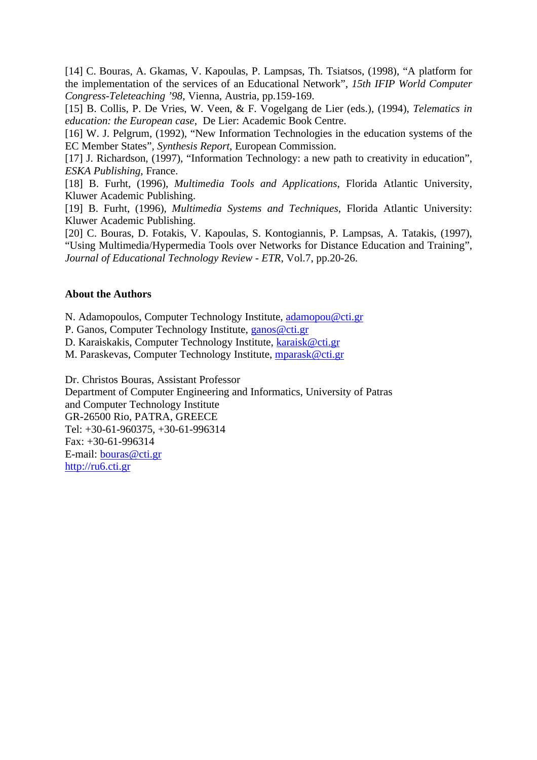[14] C. Bouras, A. Gkamas, V. Kapoulas, P. Lampsas, Th. Tsiatsos, (1998), "A platform for the implementation of the services of an Educational Network", *15th IFIP World Computer Congress-Teleteaching '98*, Vienna, Austria, pp.159-169.

[15] B. Collis, P. De Vries, W. Veen, & F. Vogelgang de Lier (eds.), (1994), *Telematics in education: the European case*, De Lier: Academic Book Centre.

[16] W. J. Pelgrum, (1992), "New Information Technologies in the education systems of the EC Member States", *Synthesis Report*, European Commission.

[17] J. Richardson, (1997), "Information Technology: a new path to creativity in education", *ESKA Publishing*, France.

[18] B. Furht, (1996), *Multimedia Tools and Applications*, Florida Atlantic University, Kluwer Academic Publishing.

[19] B. Furht, (1996), *Multimedia Systems and Techniques*, Florida Atlantic University: Kluwer Academic Publishing.

[20] C. Bouras, D. Fotakis, V. Kapoulas, S. Kontogiannis, P. Lampsas, A. Tatakis, (1997), "Using Multimedia/Hypermedia Tools over Networks for Distance Education and Training", *Journal of Educational Technology Review - ETR*, Vol.7, pp.20-26.

**About the Authors**

N. Adamopoulos, Computer Technology Institute, adamopou@cti.gr
P. Ganos, Computer Technology Institute, ganos@cti.gr
D. Karaiskakis, Computer Technology Institute, karaisk@cti.gr
M. Paraskevas, Computer Technology Institute, mparask@cti.gr

Dr. Christos Bouras, Assistant Professor
Department of Computer Engineering and Informatics, University of Patras
and Computer Technology Institute
GR-26500 Rio, PATRA, GREECE
Tel: +30-61-960375, +30-61-996314
Fax: +30-61-996314
E-mail: bouras@cti.gr
http://ru6.cti.gr